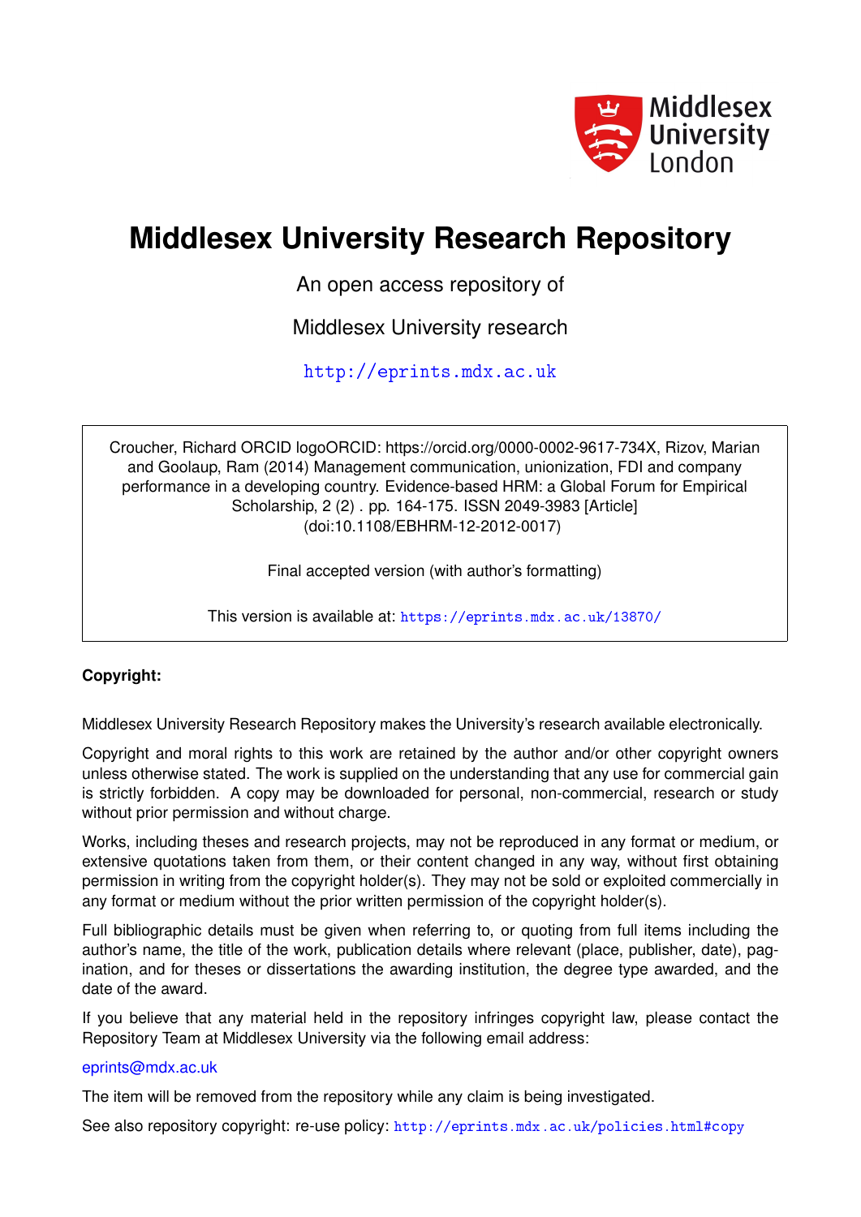# Middlesex University Research Repository

An open access repository of

Middlesex University research

http://eprints.mdx.ac.uk

Croucher, Richard ORCID logoORCID: https://orcid.org/0000-0002-9617-734X, Rizov, Marian and Goolaup, Ram (2014) Management communication, unionization, FDI and company performance in a developing country. Evidence-based HRM: a Global Forum for Empirical Scholarship, 2 (2) . pp. 164-175. ISSN 2049-3983 [Article] (doi:10.1108/EBHRM-12-2012-0017)

Final accepted version (with author's formatting)

This version is available at: https://eprints.mdx.ac.uk/13870/

**Copyright:**

Middlesex University Research Repository makes the University's research available electronically.

Copyright and moral rights to this work are retained by the author and/or other copyright owners unless otherwise stated. The work is supplied on the understanding that any use for commercial gain is strictly forbidden. A copy may be downloaded for personal, non-commercial, research or study without prior permission and without charge.

Works, including theses and research projects, may not be reproduced in any format or medium, or extensive quotations taken from them, or their content changed in any way, without first obtaining permission in writing from the copyright holder(s). They may not be sold or exploited commercially in any format or medium without the prior written permission of the copyright holder(s).

Full bibliographic details must be given when referring to, or quoting from full items including the author's name, the title of the work, publication details where relevant (place, publisher, date), pagination, and for theses or dissertations the awarding institution, the degree type awarded, and the date of the award.

If you believe that any material held in the repository infringes copyright law, please contact the Repository Team at Middlesex University via the following email address:

eprints@mdx.ac.uk

The item will be removed from the repository while any claim is being investigated.

See also repository copyright: re-use policy: http://eprints.mdx.ac.uk/policies.html#copy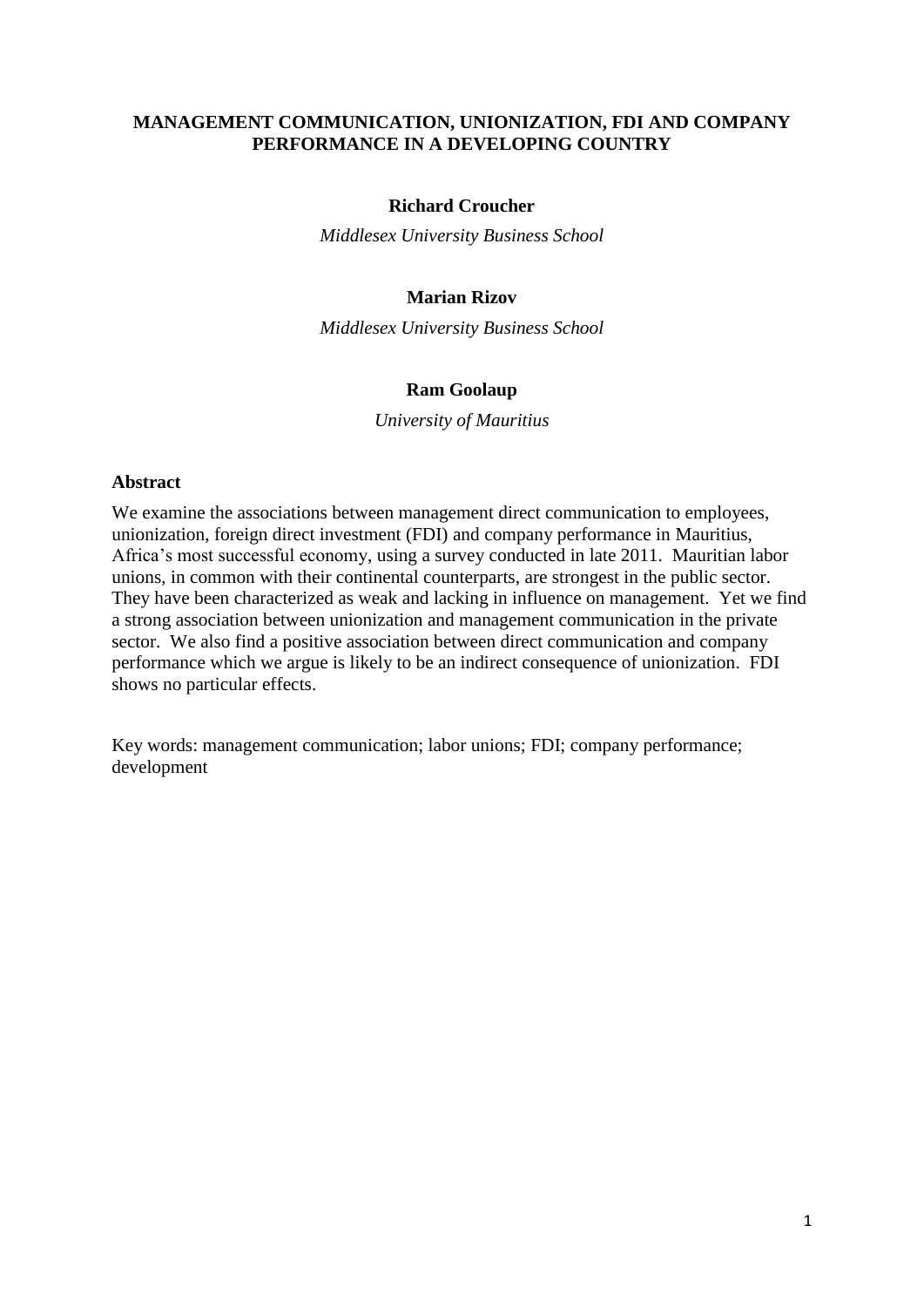# MANAGEMENT COMMUNICATION, UNIONIZATION, FDI AND COMPANY PERFORMANCE IN A DEVELOPING COUNTRY

**Richard Croucher**

*Middlesex University Business School*

**Marian Rizov**

*Middlesex University Business School*

**Ram Goolaup**

*University of Mauritius*

## Abstract

We examine the associations between management direct communication to employees, unionization, foreign direct investment (FDI) and company performance in Mauritius, Africa's most successful economy, using a survey conducted in late 2011. Mauritian labor unions, in common with their continental counterparts, are strongest in the public sector. They have been characterized as weak and lacking in influence on management. Yet we find a strong association between unionization and management communication in the private sector. We also find a positive association between direct communication and company performance which we argue is likely to be an indirect consequence of unionization. FDI shows no particular effects.

Key words: management communication; labor unions; FDI; company performance; development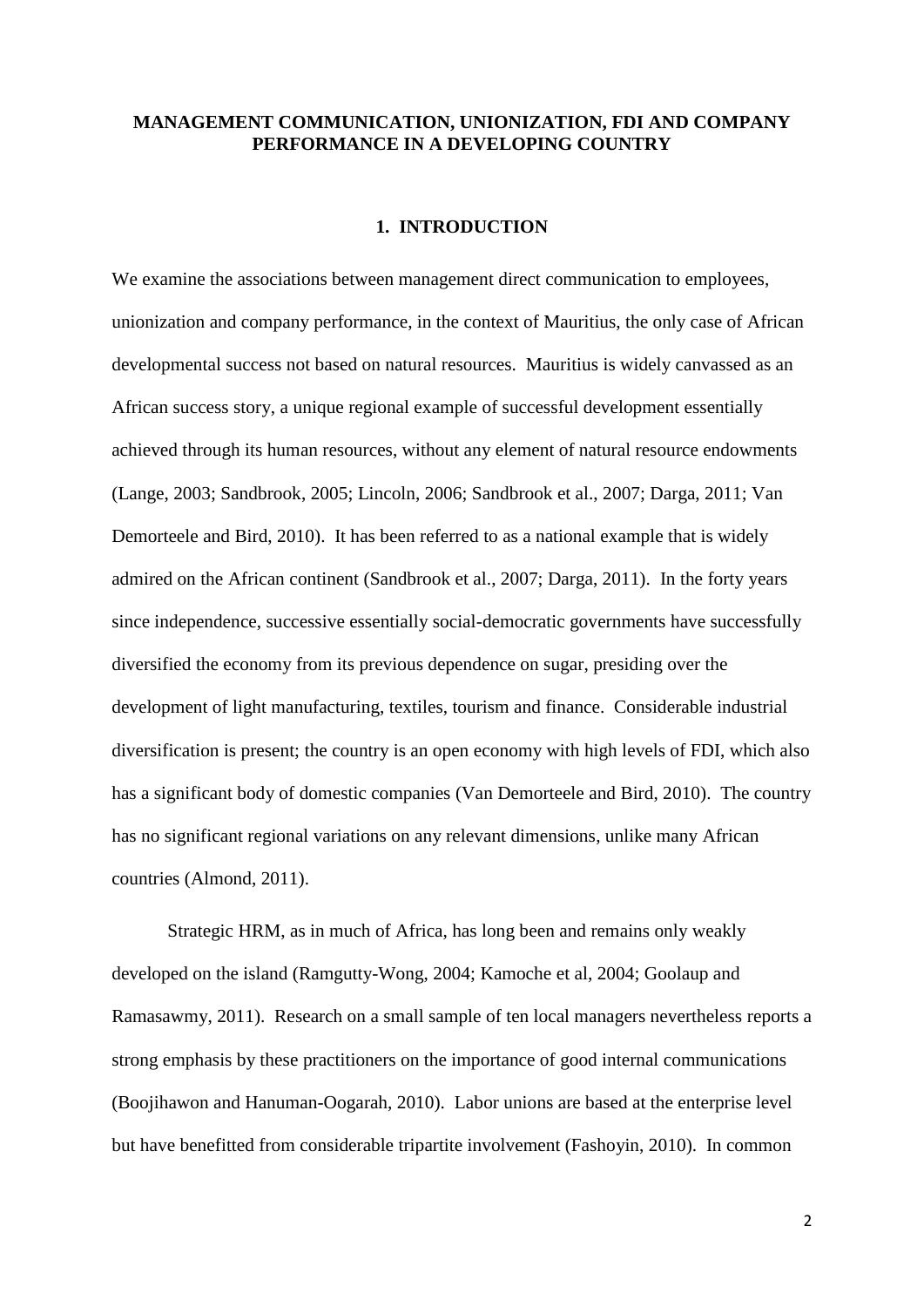# MANAGEMENT COMMUNICATION, UNIONIZATION, FDI AND COMPANY PERFORMANCE IN A DEVELOPING COUNTRY

## 1. INTRODUCTION

We examine the associations between management direct communication to employees, unionization and company performance, in the context of Mauritius, the only case of African developmental success not based on natural resources. Mauritius is widely canvassed as an African success story, a unique regional example of successful development essentially achieved through its human resources, without any element of natural resource endowments (Lange, 2003; Sandbrook, 2005; Lincoln, 2006; Sandbrook et al., 2007; Darga, 2011; Van Demorteele and Bird, 2010). It has been referred to as a national example that is widely admired on the African continent (Sandbrook et al., 2007; Darga, 2011). In the forty years since independence, successive essentially social-democratic governments have successfully diversified the economy from its previous dependence on sugar, presiding over the development of light manufacturing, textiles, tourism and finance. Considerable industrial diversification is present; the country is an open economy with high levels of FDI, which also has a significant body of domestic companies (Van Demorteele and Bird, 2010). The country has no significant regional variations on any relevant dimensions, unlike many African countries (Almond, 2011).

Strategic HRM, as in much of Africa, has long been and remains only weakly developed on the island (Ramgutty-Wong, 2004; Kamoche et al, 2004; Goolaup and Ramasawmy, 2011). Research on a small sample of ten local managers nevertheless reports a strong emphasis by these practitioners on the importance of good internal communications (Boojihawon and Hanuman-Oogarah, 2010). Labor unions are based at the enterprise level but have benefitted from considerable tripartite involvement (Fashoyin, 2010). In common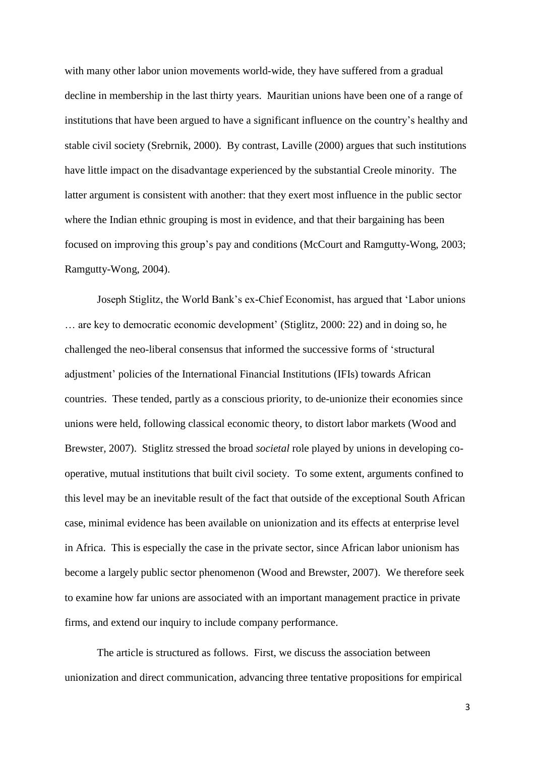with many other labor union movements world-wide, they have suffered from a gradual decline in membership in the last thirty years. Mauritian unions have been one of a range of institutions that have been argued to have a significant influence on the country's healthy and stable civil society (Srebrnik, 2000). By contrast, Laville (2000) argues that such institutions have little impact on the disadvantage experienced by the substantial Creole minority. The latter argument is consistent with another: that they exert most influence in the public sector where the Indian ethnic grouping is most in evidence, and that their bargaining has been focused on improving this group's pay and conditions (McCourt and Ramgutty-Wong, 2003; Ramgutty-Wong, 2004).

Joseph Stiglitz, the World Bank's ex-Chief Economist, has argued that 'Labor unions … are key to democratic economic development' (Stiglitz, 2000: 22) and in doing so, he challenged the neo-liberal consensus that informed the successive forms of 'structural adjustment' policies of the International Financial Institutions (IFIs) towards African countries. These tended, partly as a conscious priority, to de-unionize their economies since unions were held, following classical economic theory, to distort labor markets (Wood and Brewster, 2007). Stiglitz stressed the broad *societal* role played by unions in developing co-operative, mutual institutions that built civil society. To some extent, arguments confined to this level may be an inevitable result of the fact that outside of the exceptional South African case, minimal evidence has been available on unionization and its effects at enterprise level in Africa. This is especially the case in the private sector, since African labor unionism has become a largely public sector phenomenon (Wood and Brewster, 2007). We therefore seek to examine how far unions are associated with an important management practice in private firms, and extend our inquiry to include company performance.

The article is structured as follows. First, we discuss the association between unionization and direct communication, advancing three tentative propositions for empirical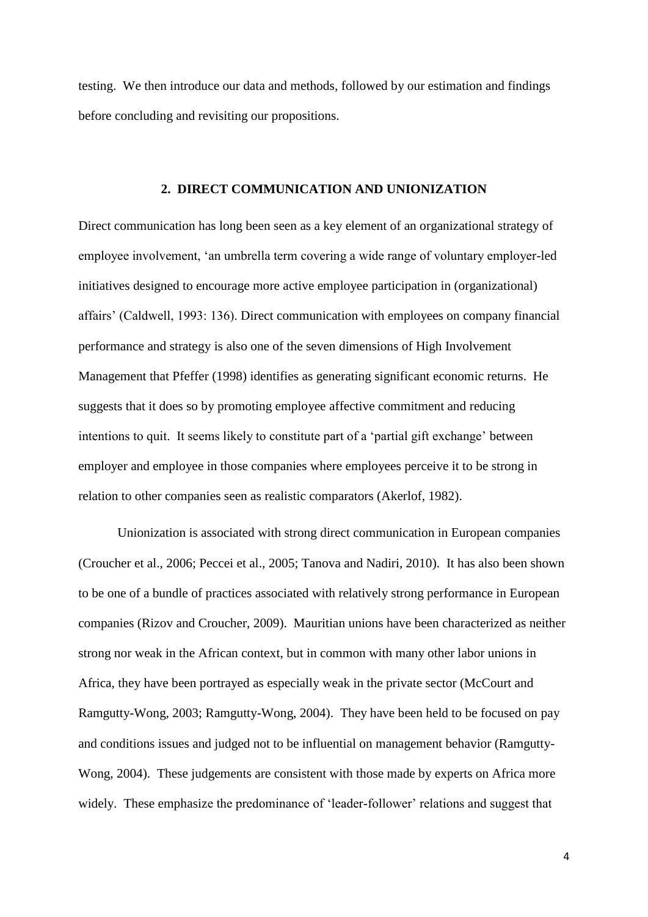testing. We then introduce our data and methods, followed by our estimation and findings before concluding and revisiting our propositions.

## 2. DIRECT COMMUNICATION AND UNIONIZATION

Direct communication has long been seen as a key element of an organizational strategy of employee involvement, 'an umbrella term covering a wide range of voluntary employer-led initiatives designed to encourage more active employee participation in (organizational) affairs' (Caldwell, 1993: 136). Direct communication with employees on company financial performance and strategy is also one of the seven dimensions of High Involvement Management that Pfeffer (1998) identifies as generating significant economic returns. He suggests that it does so by promoting employee affective commitment and reducing intentions to quit. It seems likely to constitute part of a 'partial gift exchange' between employer and employee in those companies where employees perceive it to be strong in relation to other companies seen as realistic comparators (Akerlof, 1982).

Unionization is associated with strong direct communication in European companies (Croucher et al., 2006; Peccei et al., 2005; Tanova and Nadiri, 2010). It has also been shown to be one of a bundle of practices associated with relatively strong performance in European companies (Rizov and Croucher, 2009). Mauritian unions have been characterized as neither strong nor weak in the African context, but in common with many other labor unions in Africa, they have been portrayed as especially weak in the private sector (McCourt and Ramgutty-Wong, 2003; Ramgutty-Wong, 2004). They have been held to be focused on pay and conditions issues and judged not to be influential on management behavior (Ramgutty-Wong, 2004). These judgements are consistent with those made by experts on Africa more widely. These emphasize the predominance of 'leader-follower' relations and suggest that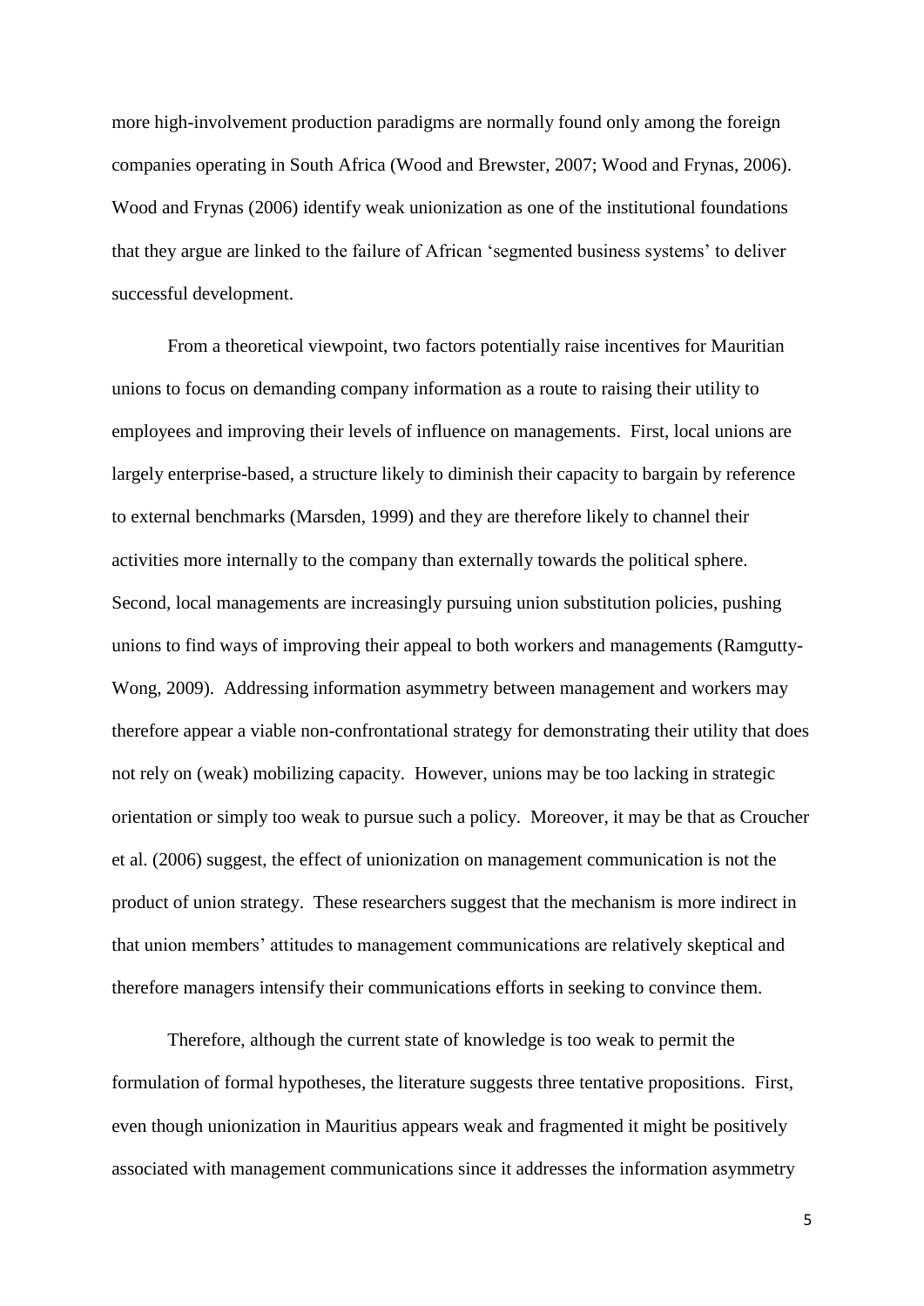more high-involvement production paradigms are normally found only among the foreign companies operating in South Africa (Wood and Brewster, 2007; Wood and Frynas, 2006). Wood and Frynas (2006) identify weak unionization as one of the institutional foundations that they argue are linked to the failure of African 'segmented business systems' to deliver successful development.

From a theoretical viewpoint, two factors potentially raise incentives for Mauritian unions to focus on demanding company information as a route to raising their utility to employees and improving their levels of influence on managements. First, local unions are largely enterprise-based, a structure likely to diminish their capacity to bargain by reference to external benchmarks (Marsden, 1999) and they are therefore likely to channel their activities more internally to the company than externally towards the political sphere. Second, local managements are increasingly pursuing union substitution policies, pushing unions to find ways of improving their appeal to both workers and managements (Ramgutty-Wong, 2009). Addressing information asymmetry between management and workers may therefore appear a viable non-confrontational strategy for demonstrating their utility that does not rely on (weak) mobilizing capacity. However, unions may be too lacking in strategic orientation or simply too weak to pursue such a policy. Moreover, it may be that as Croucher et al. (2006) suggest, the effect of unionization on management communication is not the product of union strategy. These researchers suggest that the mechanism is more indirect in that union members' attitudes to management communications are relatively skeptical and therefore managers intensify their communications efforts in seeking to convince them.

Therefore, although the current state of knowledge is too weak to permit the formulation of formal hypotheses, the literature suggests three tentative propositions. First, even though unionization in Mauritius appears weak and fragmented it might be positively associated with management communications since it addresses the information asymmetry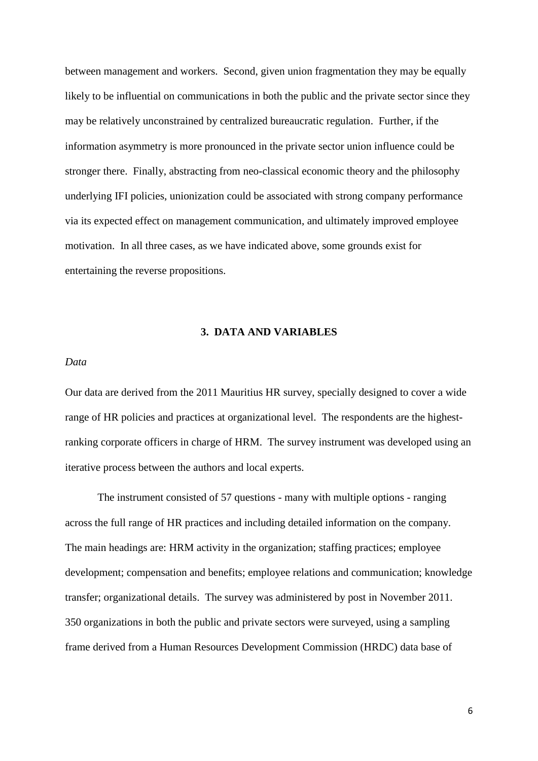between management and workers. Second, given union fragmentation they may be equally likely to be influential on communications in both the public and the private sector since they may be relatively unconstrained by centralized bureaucratic regulation. Further, if the information asymmetry is more pronounced in the private sector union influence could be stronger there. Finally, abstracting from neo-classical economic theory and the philosophy underlying IFI policies, unionization could be associated with strong company performance via its expected effect on management communication, and ultimately improved employee motivation. In all three cases, as we have indicated above, some grounds exist for entertaining the reverse propositions.

## 3. DATA AND VARIABLES

### *Data*

Our data are derived from the 2011 Mauritius HR survey, specially designed to cover a wide range of HR policies and practices at organizational level. The respondents are the highest-ranking corporate officers in charge of HRM. The survey instrument was developed using an iterative process between the authors and local experts.

The instrument consisted of 57 questions - many with multiple options - ranging across the full range of HR practices and including detailed information on the company. The main headings are: HRM activity in the organization; staffing practices; employee development; compensation and benefits; employee relations and communication; knowledge transfer; organizational details. The survey was administered by post in November 2011. 350 organizations in both the public and private sectors were surveyed, using a sampling frame derived from a Human Resources Development Commission (HRDC) data base of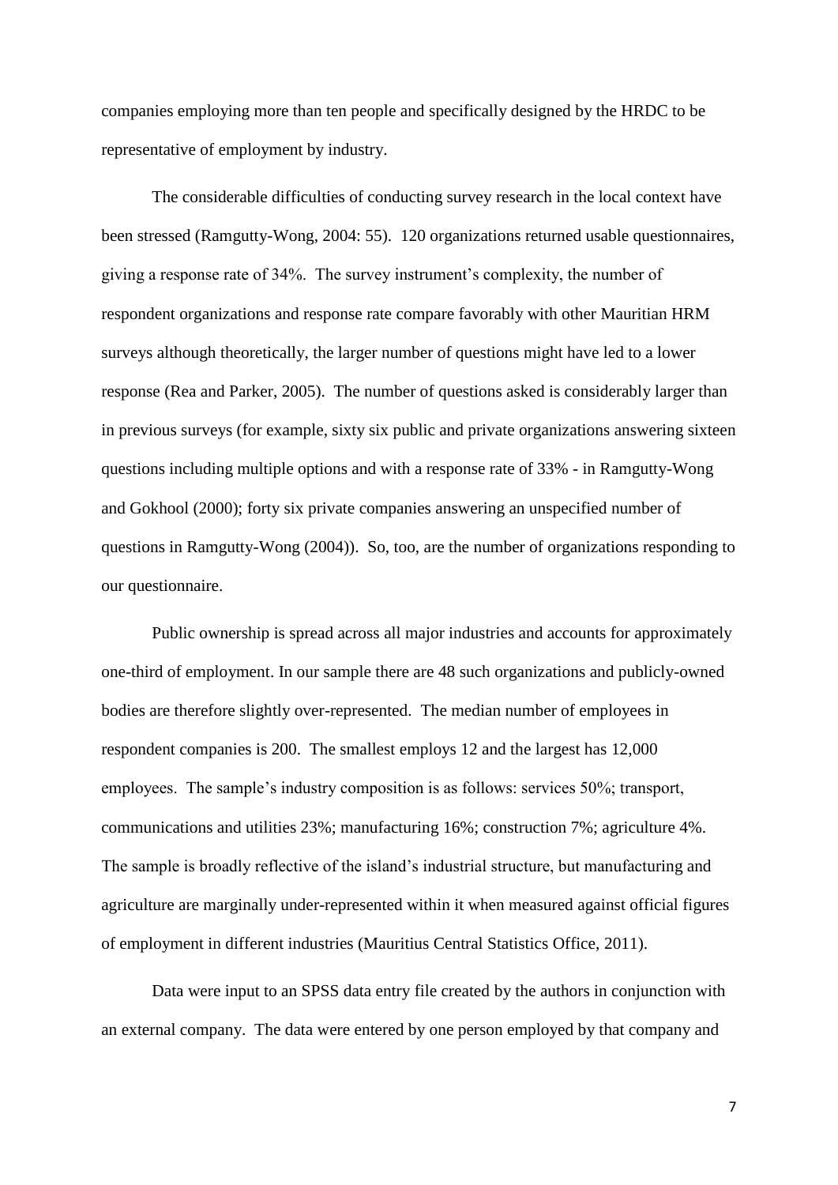companies employing more than ten people and specifically designed by the HRDC to be representative of employment by industry.

The considerable difficulties of conducting survey research in the local context have been stressed (Ramgutty-Wong, 2004: 55). 120 organizations returned usable questionnaires, giving a response rate of 34%. The survey instrument's complexity, the number of respondent organizations and response rate compare favorably with other Mauritian HRM surveys although theoretically, the larger number of questions might have led to a lower response (Rea and Parker, 2005). The number of questions asked is considerably larger than in previous surveys (for example, sixty six public and private organizations answering sixteen questions including multiple options and with a response rate of 33% - in Ramgutty-Wong and Gokhool (2000); forty six private companies answering an unspecified number of questions in Ramgutty-Wong (2004)). So, too, are the number of organizations responding to our questionnaire.

Public ownership is spread across all major industries and accounts for approximately one-third of employment. In our sample there are 48 such organizations and publicly-owned bodies are therefore slightly over-represented. The median number of employees in respondent companies is 200. The smallest employs 12 and the largest has 12,000 employees. The sample's industry composition is as follows: services 50%; transport, communications and utilities 23%; manufacturing 16%; construction 7%; agriculture 4%. The sample is broadly reflective of the island's industrial structure, but manufacturing and agriculture are marginally under-represented within it when measured against official figures of employment in different industries (Mauritius Central Statistics Office, 2011).

Data were input to an SPSS data entry file created by the authors in conjunction with an external company. The data were entered by one person employed by that company and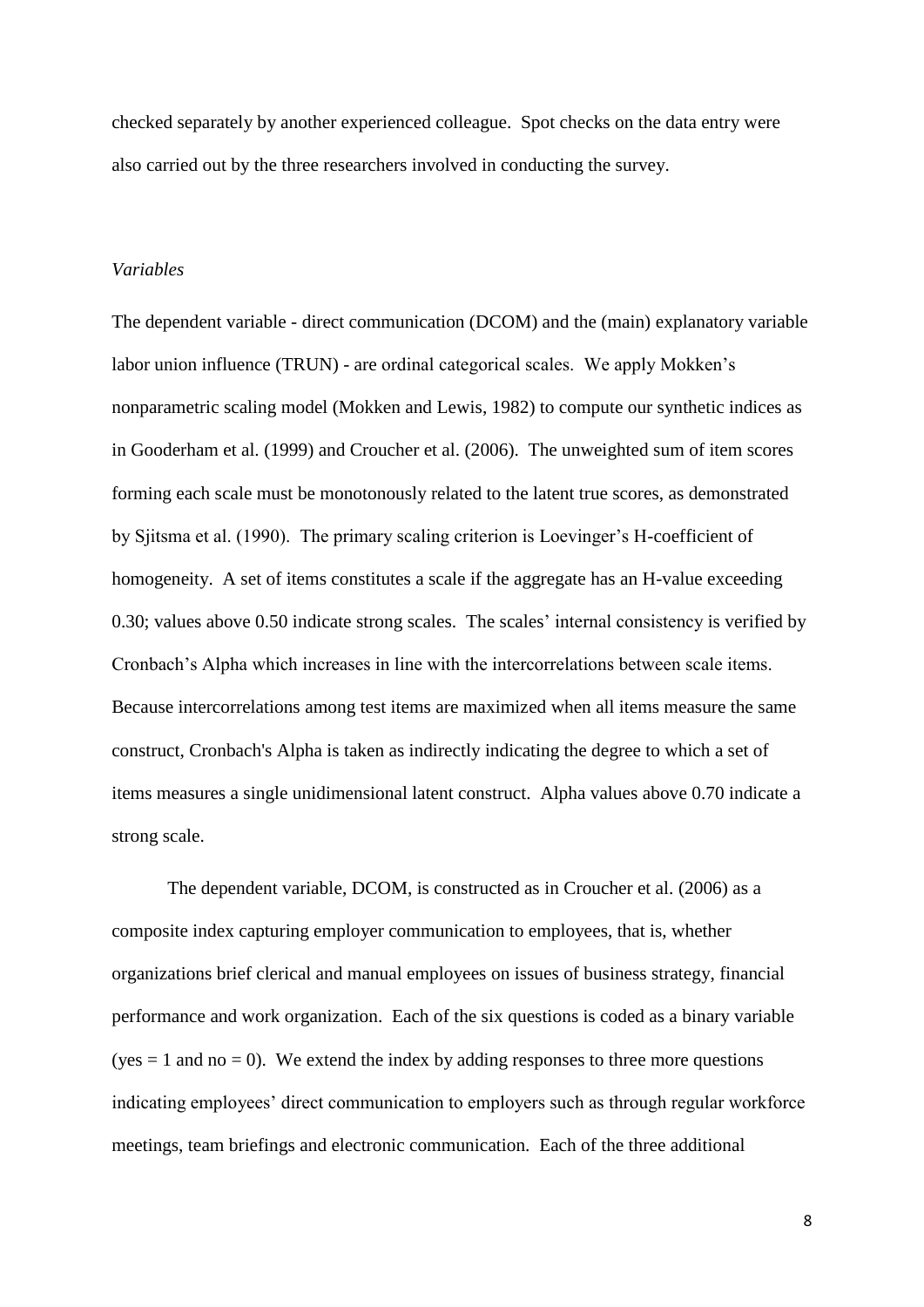checked separately by another experienced colleague. Spot checks on the data entry were also carried out by the three researchers involved in conducting the survey.

*Variables*

The dependent variable - direct communication (DCOM) and the (main) explanatory variable labor union influence (TRUN) - are ordinal categorical scales. We apply Mokken's nonparametric scaling model (Mokken and Lewis, 1982) to compute our synthetic indices as in Gooderham et al. (1999) and Croucher et al. (2006). The unweighted sum of item scores forming each scale must be monotonously related to the latent true scores, as demonstrated by Sjitsma et al. (1990). The primary scaling criterion is Loevinger's H-coefficient of homogeneity. A set of items constitutes a scale if the aggregate has an H-value exceeding 0.30; values above 0.50 indicate strong scales. The scales' internal consistency is verified by Cronbach's Alpha which increases in line with the intercorrelations between scale items. Because intercorrelations among test items are maximized when all items measure the same construct, Cronbach's Alpha is taken as indirectly indicating the degree to which a set of items measures a single unidimensional latent construct. Alpha values above 0.70 indicate a strong scale.

The dependent variable, DCOM, is constructed as in Croucher et al. (2006) as a composite index capturing employer communication to employees, that is, whether organizations brief clerical and manual employees on issues of business strategy, financial performance and work organization. Each of the six questions is coded as a binary variable (yes = 1 and no = 0). We extend the index by adding responses to three more questions indicating employees' direct communication to employers such as through regular workforce meetings, team briefings and electronic communication. Each of the three additional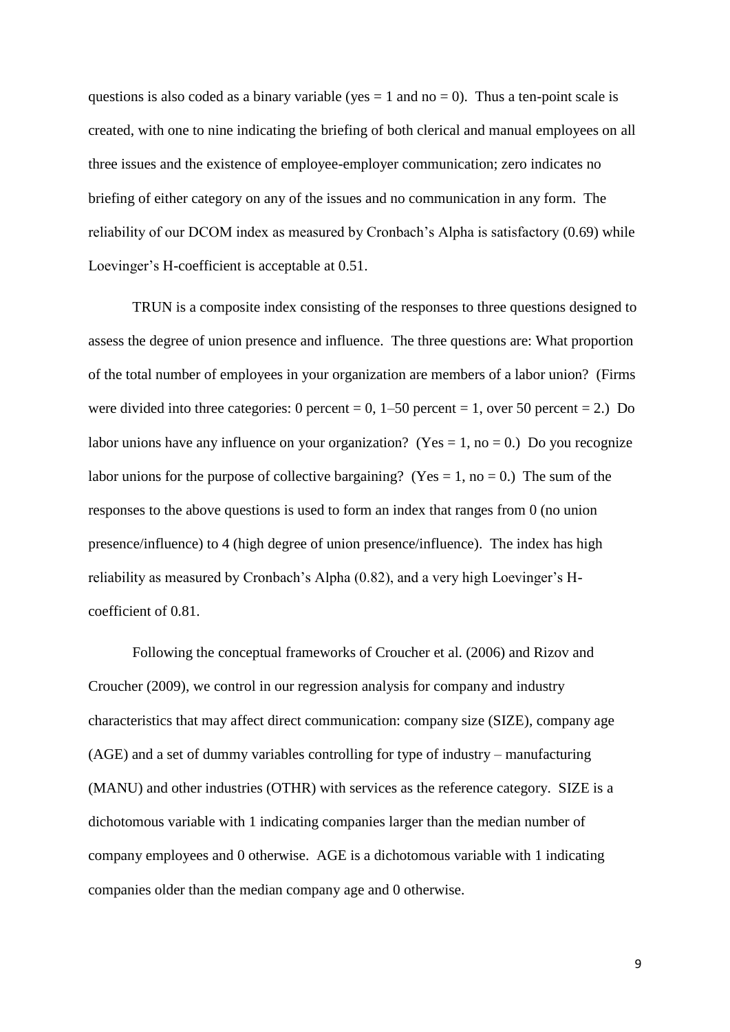questions is also coded as a binary variable (yes = 1 and no = 0). Thus a ten-point scale is created, with one to nine indicating the briefing of both clerical and manual employees on all three issues and the existence of employee-employer communication; zero indicates no briefing of either category on any of the issues and no communication in any form. The reliability of our DCOM index as measured by Cronbach's Alpha is satisfactory (0.69) while Loevinger's H-coefficient is acceptable at 0.51.

TRUN is a composite index consisting of the responses to three questions designed to assess the degree of union presence and influence. The three questions are: What proportion of the total number of employees in your organization are members of a labor union? (Firms were divided into three categories: 0 percent = 0, 1–50 percent = 1, over 50 percent = 2.) Do labor unions have any influence on your organization? (Yes = 1, no = 0.) Do you recognize labor unions for the purpose of collective bargaining? (Yes = 1, no = 0.) The sum of the responses to the above questions is used to form an index that ranges from 0 (no union presence/influence) to 4 (high degree of union presence/influence). The index has high reliability as measured by Cronbach's Alpha (0.82), and a very high Loevinger's H-coefficient of 0.81.

Following the conceptual frameworks of Croucher et al. (2006) and Rizov and Croucher (2009), we control in our regression analysis for company and industry characteristics that may affect direct communication: company size (SIZE), company age (AGE) and a set of dummy variables controlling for type of industry – manufacturing (MANU) and other industries (OTHR) with services as the reference category. SIZE is a dichotomous variable with 1 indicating companies larger than the median number of company employees and 0 otherwise. AGE is a dichotomous variable with 1 indicating companies older than the median company age and 0 otherwise.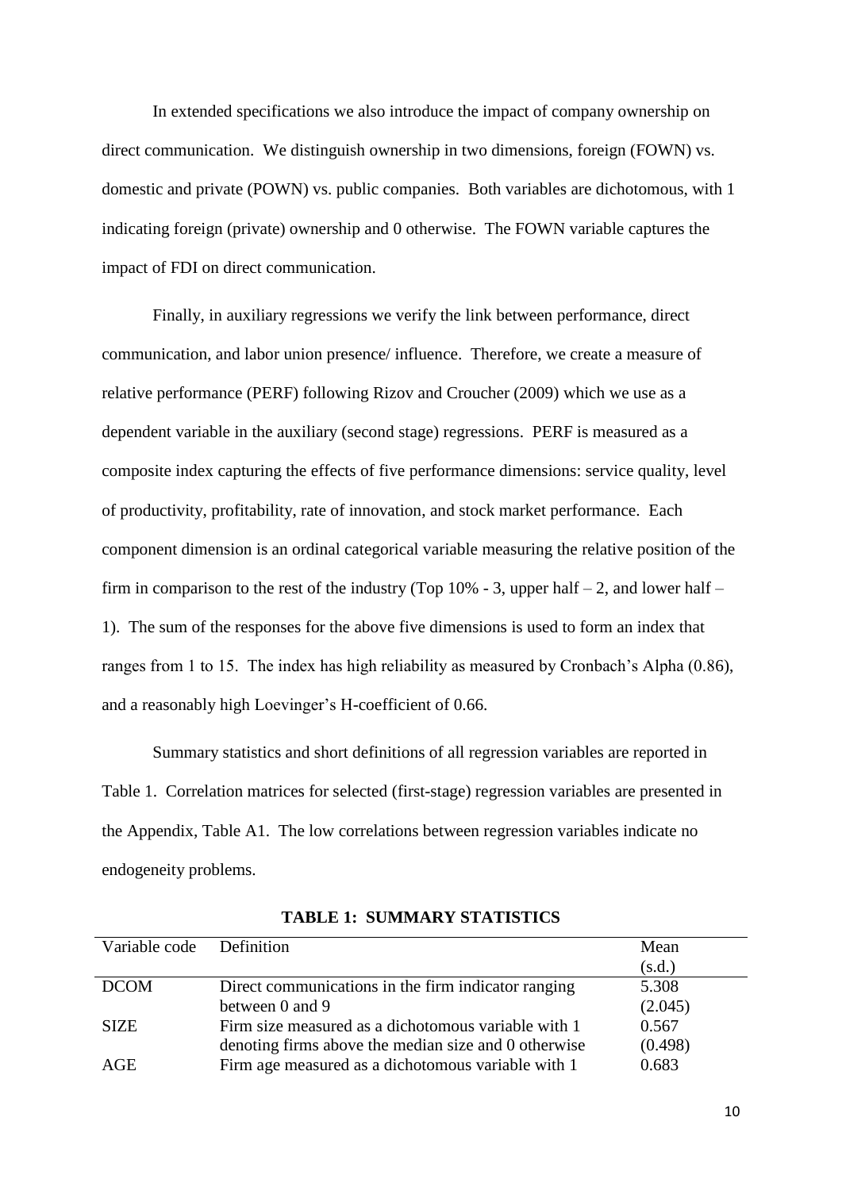In extended specifications we also introduce the impact of company ownership on direct communication. We distinguish ownership in two dimensions, foreign (FOWN) vs. domestic and private (POWN) vs. public companies. Both variables are dichotomous, with 1 indicating foreign (private) ownership and 0 otherwise. The FOWN variable captures the impact of FDI on direct communication.

Finally, in auxiliary regressions we verify the link between performance, direct communication, and labor union presence/ influence. Therefore, we create a measure of relative performance (PERF) following Rizov and Croucher (2009) which we use as a dependent variable in the auxiliary (second stage) regressions. PERF is measured as a composite index capturing the effects of five performance dimensions: service quality, level of productivity, profitability, rate of innovation, and stock market performance. Each component dimension is an ordinal categorical variable measuring the relative position of the firm in comparison to the rest of the industry (Top 10% - 3, upper half – 2, and lower half – 1). The sum of the responses for the above five dimensions is used to form an index that ranges from 1 to 15. The index has high reliability as measured by Cronbach's Alpha (0.86), and a reasonably high Loevinger's H-coefficient of 0.66.

Summary statistics and short definitions of all regression variables are reported in Table 1. Correlation matrices for selected (first-stage) regression variables are presented in the Appendix, Table A1. The low correlations between regression variables indicate no endogeneity problems.

**TABLE 1: SUMMARY STATISTICS**

| Variable code | Definition | Mean (s.d.) |
|---|---|---|
| DCOM | Direct communications in the firm indicator ranging between 0 and 9 | 5.308 (2.045) |
| SIZE | Firm size measured as a dichotomous variable with 1 denoting firms above the median size and 0 otherwise | 0.567 (0.498) |
| AGE | Firm age measured as a dichotomous variable with 1 | 0.683 |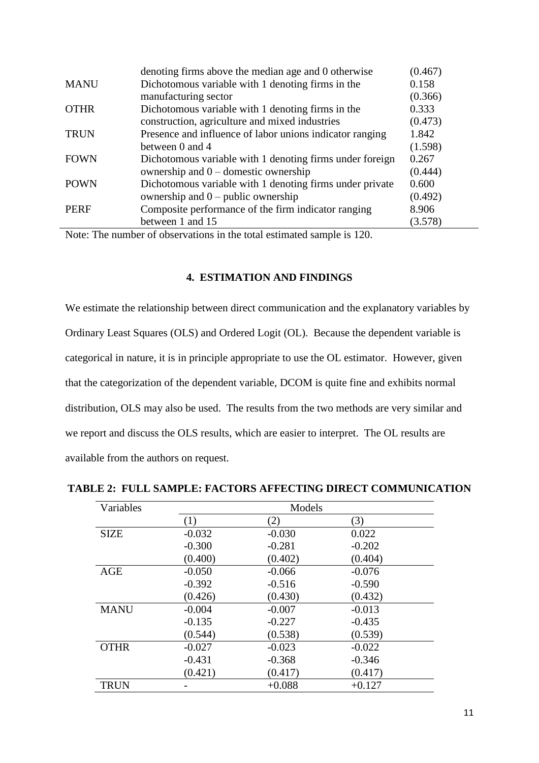| | | |
|---|---|---|
| | denoting firms above the median age and 0 otherwise | (0.467) |
| MANU | Dichotomous variable with 1 denoting firms in the manufacturing sector | 0.158 (0.366) |
| OTHR | Dichotomous variable with 1 denoting firms in the construction, agriculture and mixed industries | 0.333 (0.473) |
| TRUN | Presence and influence of labor unions indicator ranging between 0 and 4 | 1.842 (1.598) |
| FOWN | Dichotomous variable with 1 denoting firms under foreign ownership and 0 – domestic ownership | 0.267 (0.444) |
| POWN | Dichotomous variable with 1 denoting firms under private ownership and 0 – public ownership | 0.600 (0.492) |
| PERF | Composite performance of the firm indicator ranging between 1 and 15 | 8.906 (3.578) |

Note: The number of observations in the total estimated sample is 120.

## 4. ESTIMATION AND FINDINGS

We estimate the relationship between direct communication and the explanatory variables by Ordinary Least Squares (OLS) and Ordered Logit (OL). Because the dependent variable is categorical in nature, it is in principle appropriate to use the OL estimator. However, given that the categorization of the dependent variable, DCOM is quite fine and exhibits normal distribution, OLS may also be used. The results from the two methods are very similar and we report and discuss the OLS results, which are easier to interpret. The OL results are available from the authors on request.

**TABLE 2: FULL SAMPLE: FACTORS AFFECTING DIRECT COMMUNICATION**

| Variables | Models | | |
|---|---|---|---|
| | (1) | (2) | (3) |
| SIZE | -0.032 | -0.030 | 0.022 |
| | -0.300 | -0.281 | -0.202 |
| | (0.400) | (0.402) | (0.404) |
| AGE | -0.050 | -0.066 | -0.076 |
| | -0.392 | -0.516 | -0.590 |
| | (0.426) | (0.430) | (0.432) |
| MANU | -0.004 | -0.007 | -0.013 |
| | -0.135 | -0.227 | -0.435 |
| | (0.544) | (0.538) | (0.539) |
| OTHR | -0.027 | -0.023 | -0.022 |
| | -0.431 | -0.368 | -0.346 |
| | (0.421) | (0.417) | (0.417) |
| TRUN | - | +0.088 | +0.127 |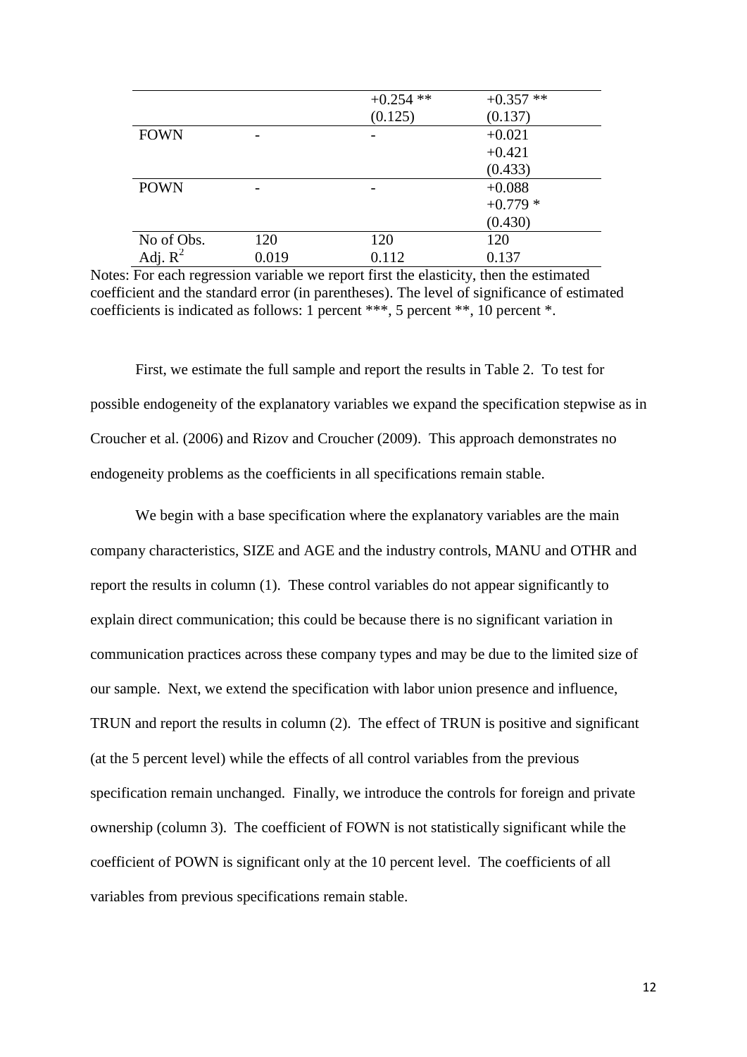| | | | |
|---|---|---|---|
| | | +0.254 ** | +0.357 ** |
| | | (0.125) | (0.137) |
| FOWN | - | - | +0.021 |
| | | | +0.421 |
| | | | (0.433) |
| POWN | - | - | +0.088 |
| | | | +0.779 * |
| | | | (0.430) |
| No of Obs. | 120 | 120 | 120 |
| Adj. $R^2$ | 0.019 | 0.112 | 0.137 |

Notes: For each regression variable we report first the elasticity, then the estimated coefficient and the standard error (in parentheses). The level of significance of estimated coefficients is indicated as follows: 1 percent ***, 5 percent **, 10 percent *.

First, we estimate the full sample and report the results in Table 2. To test for possible endogeneity of the explanatory variables we expand the specification stepwise as in Croucher et al. (2006) and Rizov and Croucher (2009). This approach demonstrates no endogeneity problems as the coefficients in all specifications remain stable.

We begin with a base specification where the explanatory variables are the main company characteristics, SIZE and AGE and the industry controls, MANU and OTHR and report the results in column (1). These control variables do not appear significantly to explain direct communication; this could be because there is no significant variation in communication practices across these company types and may be due to the limited size of our sample. Next, we extend the specification with labor union presence and influence, TRUN and report the results in column (2). The effect of TRUN is positive and significant (at the 5 percent level) while the effects of all control variables from the previous specification remain unchanged. Finally, we introduce the controls for foreign and private ownership (column 3). The coefficient of FOWN is not statistically significant while the coefficient of POWN is significant only at the 10 percent level. The coefficients of all variables from previous specifications remain stable.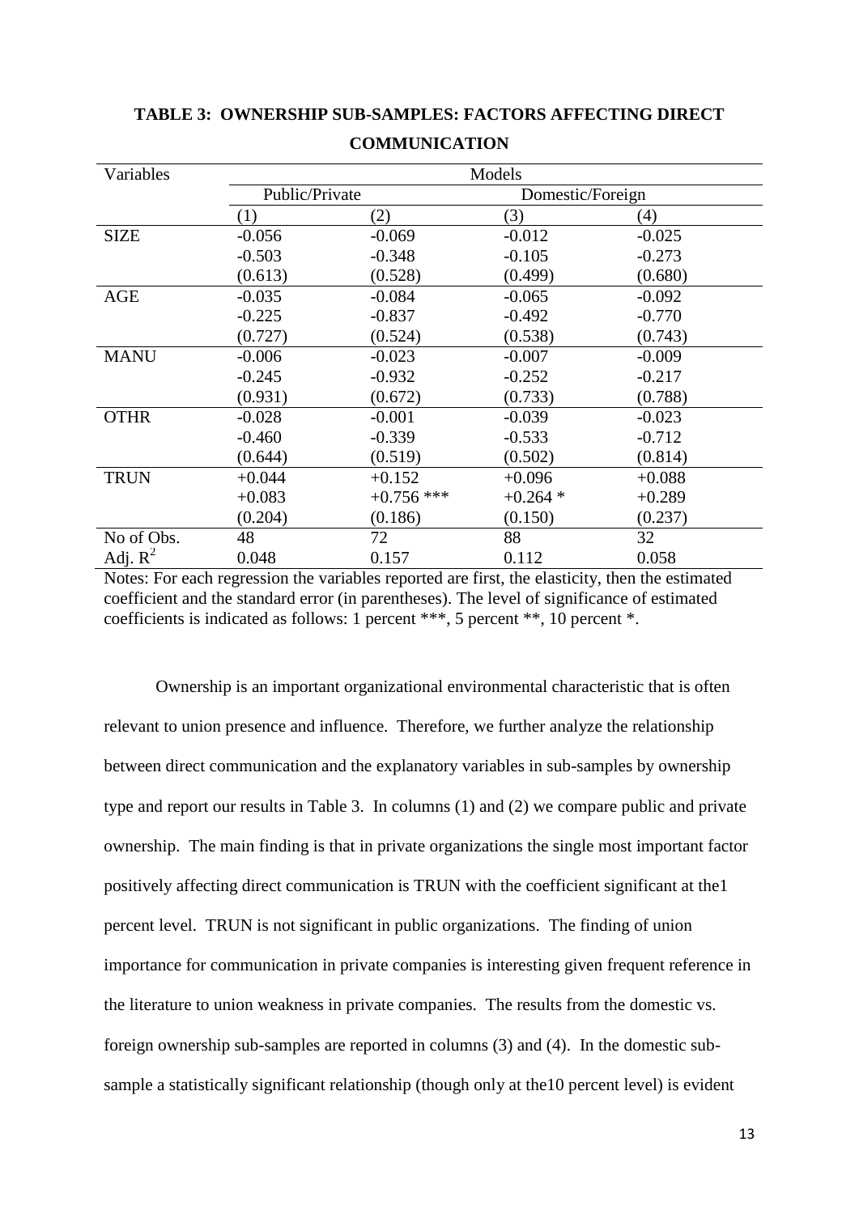**TABLE 3: OWNERSHIP SUB-SAMPLES: FACTORS AFFECTING DIRECT COMMUNICATION**

| Variables | Models | | | |
|---|---|---|---|---|
| | Public/Private | | Domestic/Foreign | |
| | (1) | (2) | (3) | (4) |
| SIZE | -0.056 | -0.069 | -0.012 | -0.025 |
| | -0.503 | -0.348 | -0.105 | -0.273 |
| | (0.613) | (0.528) | (0.499) | (0.680) |
| AGE | -0.035 | -0.084 | -0.065 | -0.092 |
| | -0.225 | -0.837 | -0.492 | -0.770 |
| | (0.727) | (0.524) | (0.538) | (0.743) |
| MANU | -0.006 | -0.023 | -0.007 | -0.009 |
| | -0.245 | -0.932 | -0.252 | -0.217 |
| | (0.931) | (0.672) | (0.733) | (0.788) |
| OTHR | -0.028 | -0.001 | -0.039 | -0.023 |
| | -0.460 | -0.339 | -0.533 | -0.712 |
| | (0.644) | (0.519) | (0.502) | (0.814) |
| TRUN | +0.044 | +0.152 | +0.096 | +0.088 |
| | +0.083 | +0.756 *** | +0.264 * | +0.289 |
| | (0.204) | (0.186) | (0.150) | (0.237) |
| No of Obs. | 48 | 72 | 88 | 32 |
| Adj. $R^2$ | 0.048 | 0.157 | 0.112 | 0.058 |

Notes: For each regression the variables reported are first, the elasticity, then the estimated coefficient and the standard error (in parentheses). The level of significance of estimated coefficients is indicated as follows: 1 percent ***, 5 percent **, 10 percent *.

Ownership is an important organizational environmental characteristic that is often relevant to union presence and influence. Therefore, we further analyze the relationship between direct communication and the explanatory variables in sub-samples by ownership type and report our results in Table 3. In columns (1) and (2) we compare public and private ownership. The main finding is that in private organizations the single most important factor positively affecting direct communication is TRUN with the coefficient significant at the1 percent level. TRUN is not significant in public organizations. The finding of union importance for communication in private companies is interesting given frequent reference in the literature to union weakness in private companies. The results from the domestic vs. foreign ownership sub-samples are reported in columns (3) and (4). In the domestic sub-sample a statistically significant relationship (though only at the10 percent level) is evident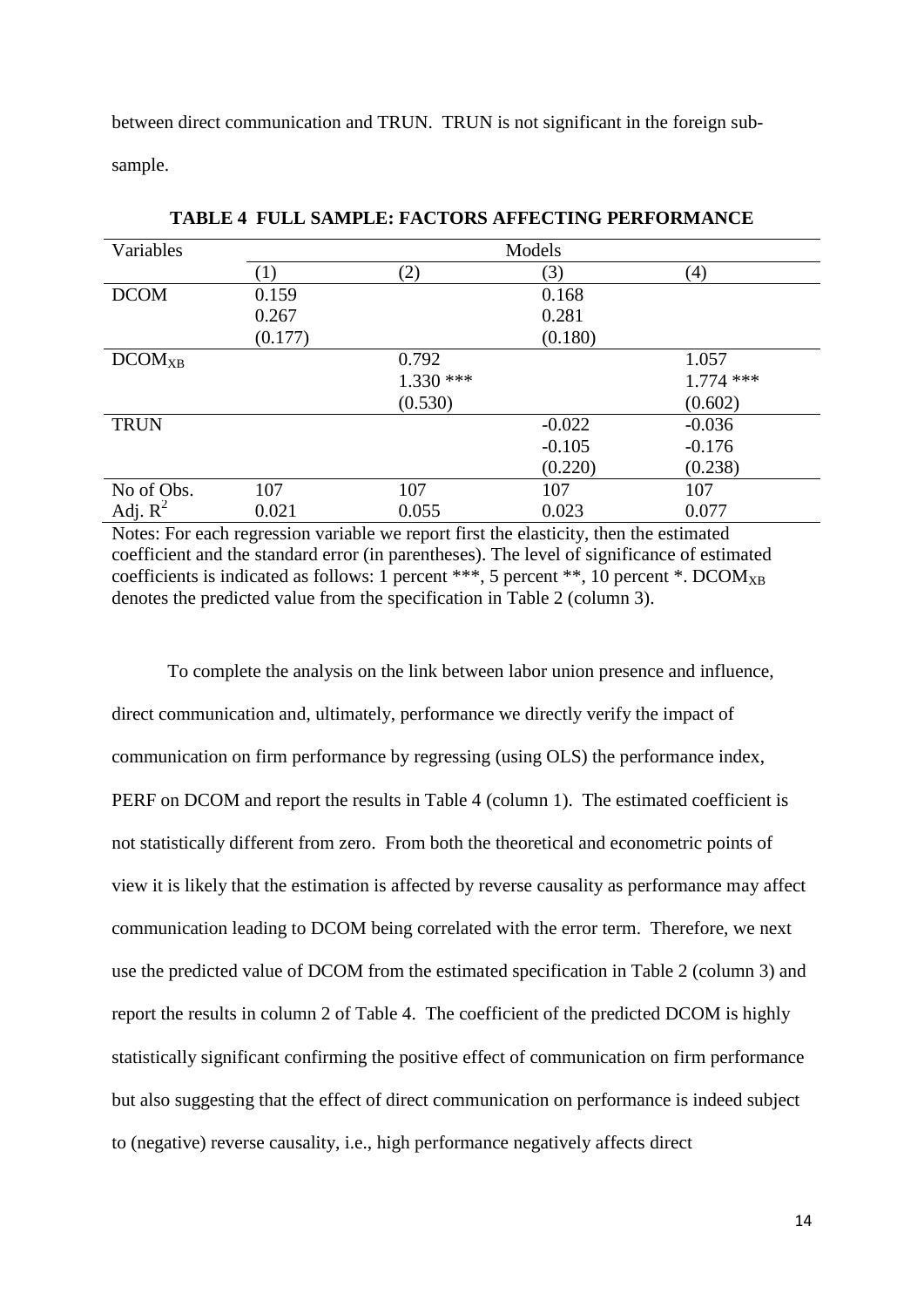between direct communication and TRUN. TRUN is not significant in the foreign sub-sample.

**TABLE 4 FULL SAMPLE: FACTORS AFFECTING PERFORMANCE**

| Variables | Models | | | |
|---|---|---|---|---|
| | (1) | (2) | (3) | (4) |
| DCOM | 0.159 | | 0.168 | |
| | 0.267 | | 0.281 | |
| | (0.177) | | (0.180) | |
| $DCOM_{XB}$ | | 0.792 | | 1.057 |
| | | 1.330 *** | | 1.774 *** |
| | | (0.530) | | (0.602) |
| TRUN | | | -0.022 | -0.036 |
| | | | -0.105 | -0.176 |
| | | | (0.220) | (0.238) |
| No of Obs. | 107 | 107 | 107 | 107 |
| Adj. $R^2$ | 0.021 | 0.055 | 0.023 | 0.077 |

Notes: For each regression variable we report first the elasticity, then the estimated coefficient and the standard error (in parentheses). The level of significance of estimated coefficients is indicated as follows: 1 percent ***, 5 percent **, 10 percent *. $DCOM_{XB}$ denotes the predicted value from the specification in Table 2 (column 3).

To complete the analysis on the link between labor union presence and influence, direct communication and, ultimately, performance we directly verify the impact of communication on firm performance by regressing (using OLS) the performance index, PERF on DCOM and report the results in Table 4 (column 1). The estimated coefficient is not statistically different from zero. From both the theoretical and econometric points of view it is likely that the estimation is affected by reverse causality as performance may affect communication leading to DCOM being correlated with the error term. Therefore, we next use the predicted value of DCOM from the estimated specification in Table 2 (column 3) and report the results in column 2 of Table 4. The coefficient of the predicted DCOM is highly statistically significant confirming the positive effect of communication on firm performance but also suggesting that the effect of direct communication on performance is indeed subject to (negative) reverse causality, i.e., high performance negatively affects direct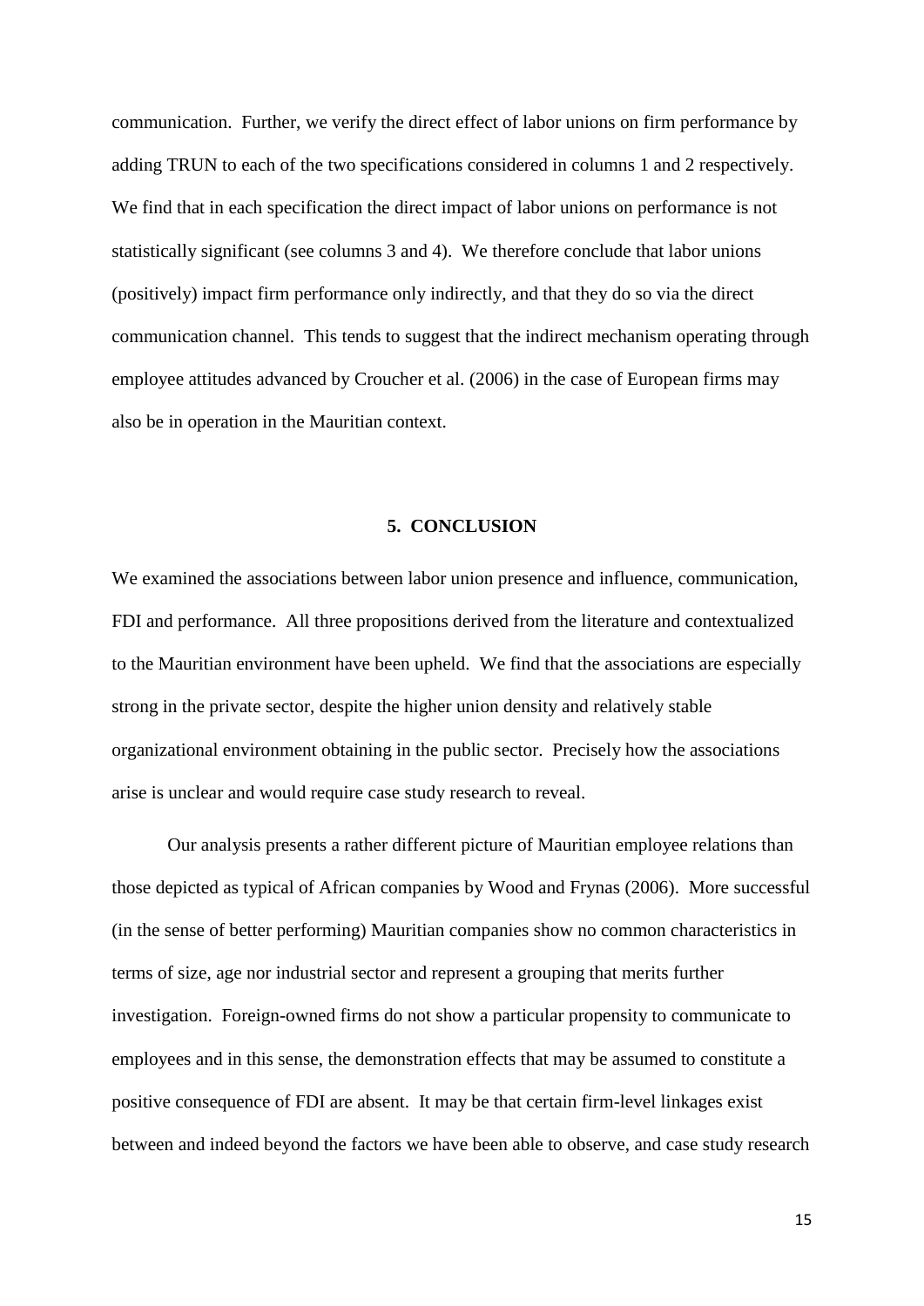communication. Further, we verify the direct effect of labor unions on firm performance by adding TRUN to each of the two specifications considered in columns 1 and 2 respectively. We find that in each specification the direct impact of labor unions on performance is not statistically significant (see columns 3 and 4). We therefore conclude that labor unions (positively) impact firm performance only indirectly, and that they do so via the direct communication channel. This tends to suggest that the indirect mechanism operating through employee attitudes advanced by Croucher et al. (2006) in the case of European firms may also be in operation in the Mauritian context.

## 5. CONCLUSION

We examined the associations between labor union presence and influence, communication, FDI and performance. All three propositions derived from the literature and contextualized to the Mauritian environment have been upheld. We find that the associations are especially strong in the private sector, despite the higher union density and relatively stable organizational environment obtaining in the public sector. Precisely how the associations arise is unclear and would require case study research to reveal.

Our analysis presents a rather different picture of Mauritian employee relations than those depicted as typical of African companies by Wood and Frynas (2006). More successful (in the sense of better performing) Mauritian companies show no common characteristics in terms of size, age nor industrial sector and represent a grouping that merits further investigation. Foreign-owned firms do not show a particular propensity to communicate to employees and in this sense, the demonstration effects that may be assumed to constitute a positive consequence of FDI are absent. It may be that certain firm-level linkages exist between and indeed beyond the factors we have been able to observe, and case study research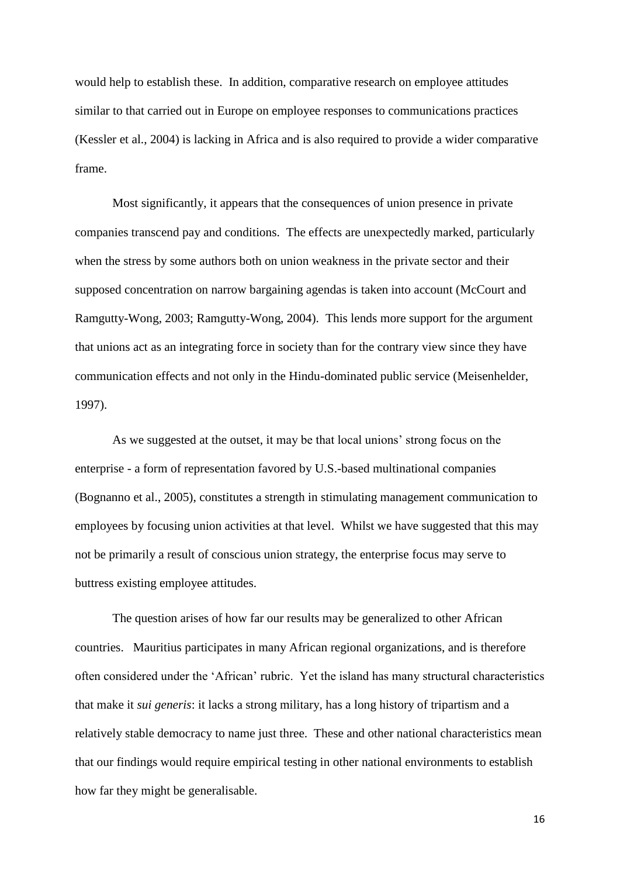would help to establish these. In addition, comparative research on employee attitudes similar to that carried out in Europe on employee responses to communications practices (Kessler et al., 2004) is lacking in Africa and is also required to provide a wider comparative frame.

Most significantly, it appears that the consequences of union presence in private companies transcend pay and conditions. The effects are unexpectedly marked, particularly when the stress by some authors both on union weakness in the private sector and their supposed concentration on narrow bargaining agendas is taken into account (McCourt and Ramgutty-Wong, 2003; Ramgutty-Wong, 2004). This lends more support for the argument that unions act as an integrating force in society than for the contrary view since they have communication effects and not only in the Hindu-dominated public service (Meisenhelder, 1997).

As we suggested at the outset, it may be that local unions' strong focus on the enterprise - a form of representation favored by U.S.-based multinational companies (Bognanno et al., 2005), constitutes a strength in stimulating management communication to employees by focusing union activities at that level. Whilst we have suggested that this may not be primarily a result of conscious union strategy, the enterprise focus may serve to buttress existing employee attitudes.

The question arises of how far our results may be generalized to other African countries. Mauritius participates in many African regional organizations, and is therefore often considered under the 'African' rubric. Yet the island has many structural characteristics that make it *sui generis*: it lacks a strong military, has a long history of tripartism and a relatively stable democracy to name just three. These and other national characteristics mean that our findings would require empirical testing in other national environments to establish how far they might be generalisable.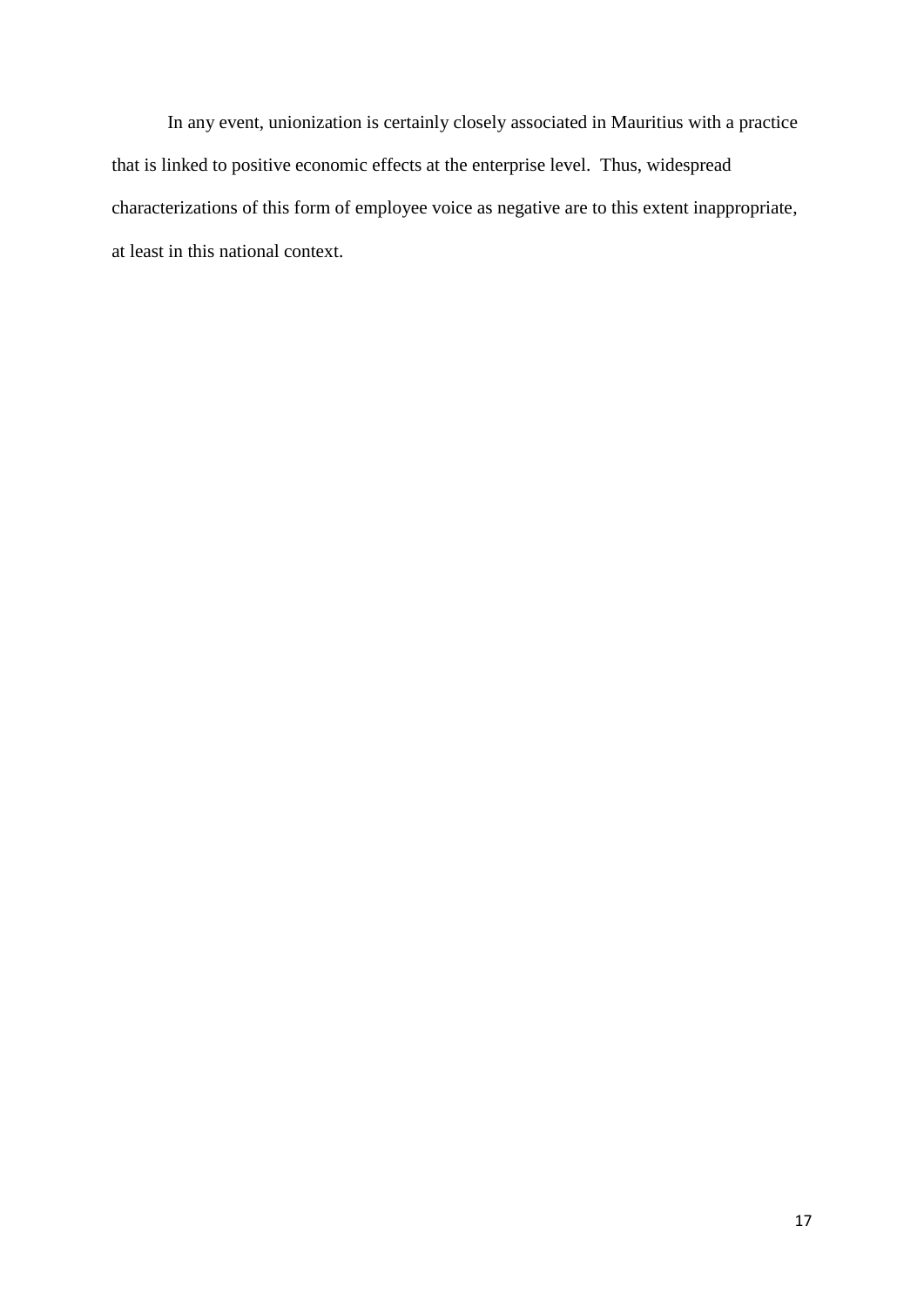In any event, unionization is certainly closely associated in Mauritius with a practice that is linked to positive economic effects at the enterprise level. Thus, widespread characterizations of this form of employee voice as negative are to this extent inappropriate, at least in this national context.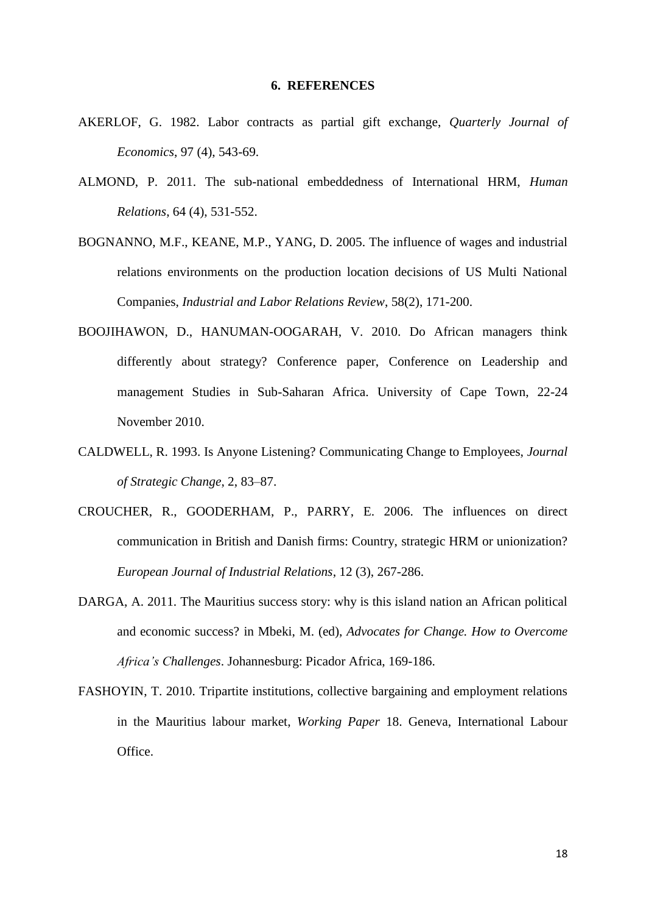## 6. REFERENCES

AKERLOF, G. 1982. Labor contracts as partial gift exchange, *Quarterly Journal of Economics*, 97 (4), 543-69.

ALMOND, P. 2011. The sub-national embeddedness of International HRM, *Human Relations*, 64 (4), 531-552.

BOGNANNO, M.F., KEANE, M.P., YANG, D. 2005. The influence of wages and industrial relations environments on the production location decisions of US Multi National Companies, *Industrial and Labor Relations Review*, 58(2), 171-200.

BOOJIHAWON, D., HANUMAN-OOGARAH, V. 2010. Do African managers think differently about strategy? Conference paper, Conference on Leadership and management Studies in Sub-Saharan Africa. University of Cape Town, 22-24 November 2010.

CALDWELL, R. 1993. Is Anyone Listening? Communicating Change to Employees, *Journal of Strategic Change*, 2, 83–87.

CROUCHER, R., GOODERHAM, P., PARRY, E. 2006. The influences on direct communication in British and Danish firms: Country, strategic HRM or unionization? *European Journal of Industrial Relations*, 12 (3), 267-286.

DARGA, A. 2011. The Mauritius success story: why is this island nation an African political and economic success? in Mbeki, M. (ed), *Advocates for Change. How to Overcome Africa's Challenges*. Johannesburg: Picador Africa, 169-186.

FASHOYIN, T. 2010. Tripartite institutions, collective bargaining and employment relations in the Mauritius labour market, *Working Paper* 18. Geneva, International Labour Office.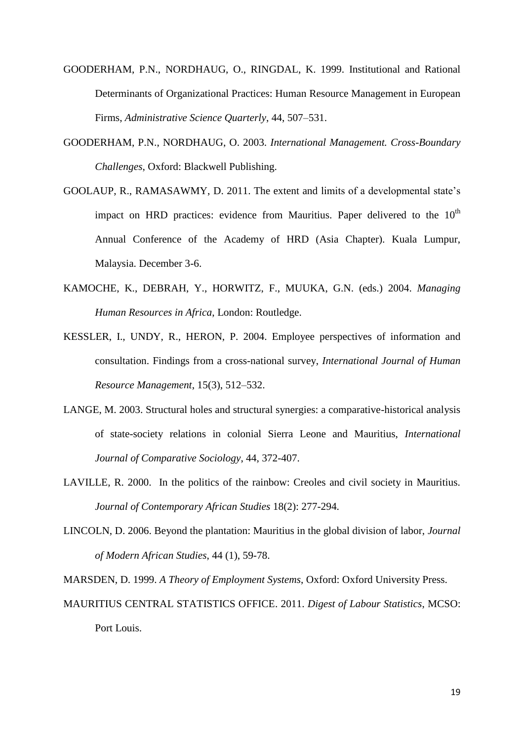GOODERHAM, P.N., NORDHAUG, O., RINGDAL, K. 1999. Institutional and Rational Determinants of Organizational Practices: Human Resource Management in European Firms, *Administrative Science Quarterly*, 44, 507–531.

GOODERHAM, P.N., NORDHAUG, O. 2003. *International Management. Cross-Boundary Challenges*, Oxford: Blackwell Publishing.

GOOLAUP, R., RAMASAWMY, D. 2011. The extent and limits of a developmental state's impact on HRD practices: evidence from Mauritius. Paper delivered to the 10th Annual Conference of the Academy of HRD (Asia Chapter). Kuala Lumpur, Malaysia. December 3-6.

KAMOCHE, K., DEBRAH, Y., HORWITZ, F., MUUKA, G.N. (eds.) 2004. *Managing Human Resources in Africa*, London: Routledge.

KESSLER, I., UNDY, R., HERON, P. 2004. Employee perspectives of information and consultation. Findings from a cross-national survey, *International Journal of Human Resource Management*, 15(3), 512–532.

LANGE, M. 2003. Structural holes and structural synergies: a comparative-historical analysis of state-society relations in colonial Sierra Leone and Mauritius, *International Journal of Comparative Sociology*, 44, 372-407.

LAVILLE, R. 2000. In the politics of the rainbow: Creoles and civil society in Mauritius. *Journal of Contemporary African Studies* 18(2): 277-294.

LINCOLN, D. 2006. Beyond the plantation: Mauritius in the global division of labor, *Journal of Modern African Studies*, 44 (1), 59-78.

MARSDEN, D. 1999. *A Theory of Employment Systems*, Oxford: Oxford University Press.

MAURITIUS CENTRAL STATISTICS OFFICE. 2011. *Digest of Labour Statistics*, MCSO: Port Louis.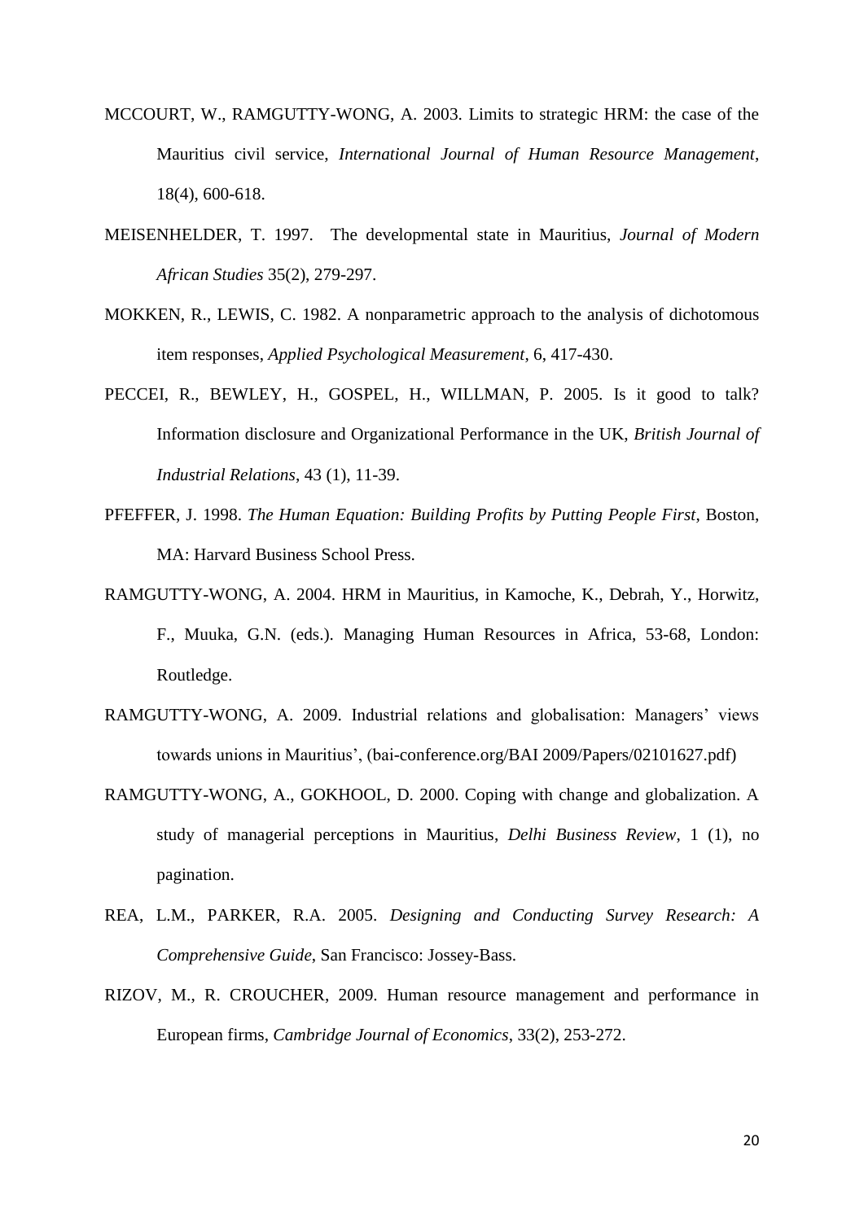MCCOURT, W., RAMGUTTY-WONG, A. 2003. Limits to strategic HRM: the case of the Mauritius civil service, *International Journal of Human Resource Management*, 18(4), 600-618.

MEISENHELDER, T. 1997. The developmental state in Mauritius, *Journal of Modern African Studies* 35(2), 279-297.

MOKKEN, R., LEWIS, C. 1982. A nonparametric approach to the analysis of dichotomous item responses, *Applied Psychological Measurement*, 6, 417-430.

PECCEI, R., BEWLEY, H., GOSPEL, H., WILLMAN, P. 2005. Is it good to talk? Information disclosure and Organizational Performance in the UK, *British Journal of Industrial Relations*, 43 (1), 11-39.

PFEFFER, J. 1998. *The Human Equation: Building Profits by Putting People First*, Boston, MA: Harvard Business School Press.

RAMGUTTY-WONG, A. 2004. HRM in Mauritius, in Kamoche, K., Debrah, Y., Horwitz, F., Muuka, G.N. (eds.). Managing Human Resources in Africa, 53-68, London: Routledge.

RAMGUTTY-WONG, A. 2009. Industrial relations and globalisation: Managers' views towards unions in Mauritius', (bai-conference.org/BAI 2009/Papers/02101627.pdf)

RAMGUTTY-WONG, A., GOKHOOL, D. 2000. Coping with change and globalization. A study of managerial perceptions in Mauritius, *Delhi Business Review*, 1 (1), no pagination.

REA, L.M., PARKER, R.A. 2005. *Designing and Conducting Survey Research: A Comprehensive Guide*, San Francisco: Jossey-Bass.

RIZOV, M., R. CROUCHER, 2009. Human resource management and performance in European firms, *Cambridge Journal of Economics*, 33(2), 253-272.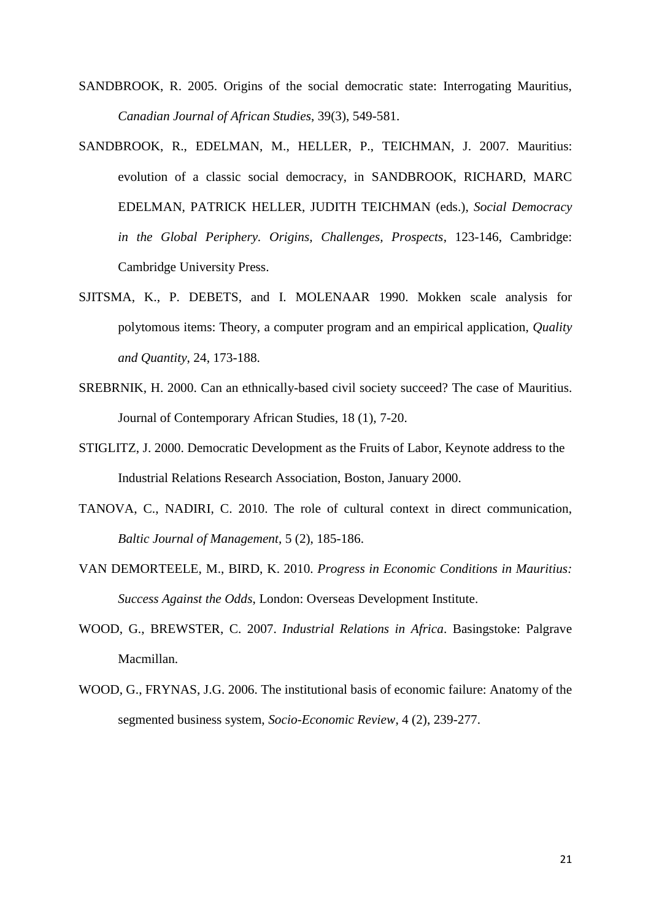SANDBROOK, R. 2005. Origins of the social democratic state: Interrogating Mauritius, *Canadian Journal of African Studies*, 39(3), 549-581.

SANDBROOK, R., EDELMAN, M., HELLER, P., TEICHMAN, J. 2007. Mauritius: evolution of a classic social democracy, in SANDBROOK, RICHARD, MARC EDELMAN, PATRICK HELLER, JUDITH TEICHMAN (eds.), *Social Democracy in the Global Periphery. Origins, Challenges, Prospects*, 123-146, Cambridge: Cambridge University Press.

SJITSMA, K., P. DEBETS, and I. MOLENAAR 1990. Mokken scale analysis for polytomous items: Theory, a computer program and an empirical application, *Quality and Quantity*, 24, 173-188.

SREBRNIK, H. 2000. Can an ethnically-based civil society succeed? The case of Mauritius. Journal of Contemporary African Studies, 18 (1), 7-20.

STIGLITZ, J. 2000. Democratic Development as the Fruits of Labor, Keynote address to the Industrial Relations Research Association, Boston, January 2000.

TANOVA, C., NADIRI, C. 2010. The role of cultural context in direct communication, *Baltic Journal of Management*, 5 (2), 185-186.

VAN DEMORTEELE, M., BIRD, K. 2010. *Progress in Economic Conditions in Mauritius: Success Against the Odds*, London: Overseas Development Institute.

WOOD, G., BREWSTER, C. 2007. *Industrial Relations in Africa*. Basingstoke: Palgrave Macmillan.

WOOD, G., FRYNAS, J.G. 2006. The institutional basis of economic failure: Anatomy of the segmented business system, *Socio-Economic Review*, 4 (2), 239-277.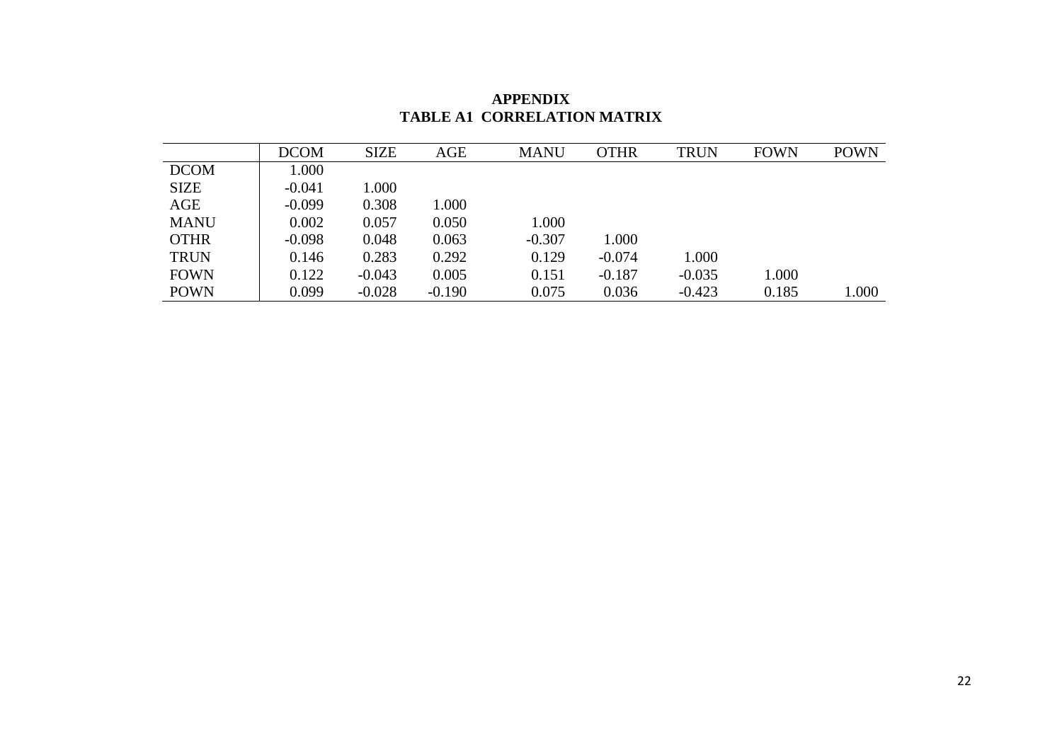**APPENDIX**
**TABLE A1 CORRELATION MATRIX**

| | DCOM | SIZE | AGE | MANU | OTHR | TRUN | FOWN | POWN |
|---|---|---|---|---|---|---|---|---|
| DCOM | 1.000 | | | | | | | |
| SIZE | -0.041 | 1.000 | | | | | | |
| AGE | -0.099 | 0.308 | 1.000 | | | | | |
| MANU | 0.002 | 0.057 | 0.050 | 1.000 | | | | |
| OTHR | -0.098 | 0.048 | 0.063 | -0.307 | 1.000 | | | |
| TRUN | 0.146 | 0.283 | 0.292 | 0.129 | -0.074 | 1.000 | | |
| FOWN | 0.122 | -0.043 | 0.005 | 0.151 | -0.187 | -0.035 | 1.000 | |
| POWN | 0.099 | -0.028 | -0.190 | 0.075 | 0.036 | -0.423 | 0.185 | 1.000 |